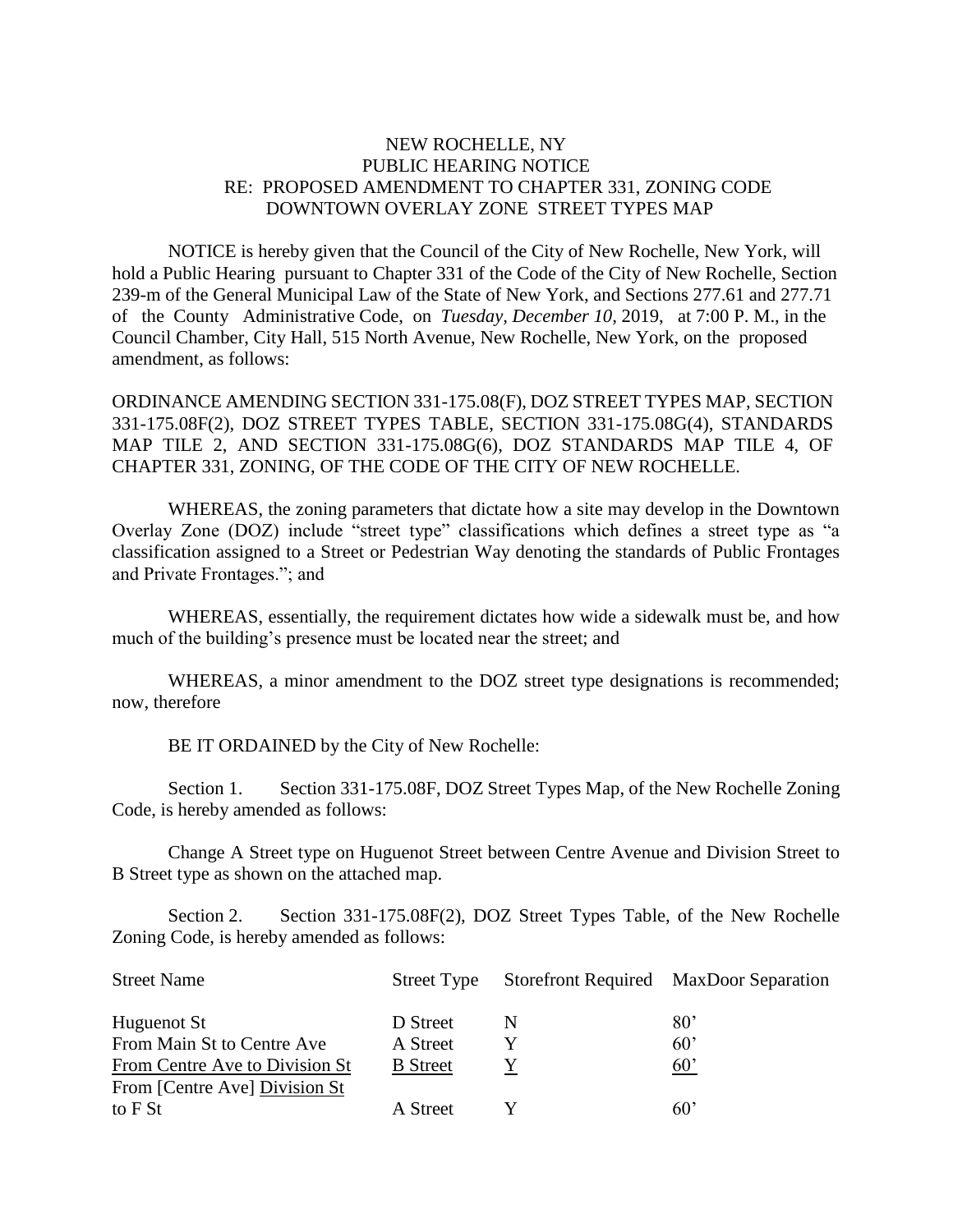NEW ROCHELLE, NY
PUBLIC HEARING NOTICE
RE: PROPOSED AMENDMENT TO CHAPTER 331, ZONING CODE
DOWNTOWN OVERLAY ZONE STREET TYPES MAP

NOTICE is hereby given that the Council of the City of New Rochelle, New York, will hold a Public Hearing pursuant to Chapter 331 of the Code of the City of New Rochelle, Section 239-m of the General Municipal Law of the State of New York, and Sections 277.61 and 277.71 of the County Administrative Code, on *Tuesday, December 10,* 2019, at 7:00 P. M., in the Council Chamber, City Hall, 515 North Avenue, New Rochelle, New York, on the proposed amendment, as follows:

ORDINANCE AMENDING SECTION 331-175.08(F), DOZ STREET TYPES MAP, SECTION 331-175.08F(2), DOZ STREET TYPES TABLE, SECTION 331-175.08G(4), STANDARDS MAP TILE 2, AND SECTION 331-175.08G(6), DOZ STANDARDS MAP TILE 4, OF CHAPTER 331, ZONING, OF THE CODE OF THE CITY OF NEW ROCHELLE.

WHEREAS, the zoning parameters that dictate how a site may develop in the Downtown Overlay Zone (DOZ) include "street type" classifications which defines a street type as "a classification assigned to a Street or Pedestrian Way denoting the standards of Public Frontages and Private Frontages."; and

WHEREAS, essentially, the requirement dictates how wide a sidewalk must be, and how much of the building's presence must be located near the street; and

WHEREAS, a minor amendment to the DOZ street type designations is recommended; now, therefore

BE IT ORDAINED by the City of New Rochelle:

Section 1. Section 331-175.08F, DOZ Street Types Map, of the New Rochelle Zoning Code, is hereby amended as follows:

Change A Street type on Huguenot Street between Centre Avenue and Division Street to B Street type as shown on the attached map.

Section 2. Section 331-175.08F(2), DOZ Street Types Table, of the New Rochelle Zoning Code, is hereby amended as follows:

| Street Name | Street Type | Storefront Required | MaxDoor Separation |
|---|---|---|---|
| Huguenot St | D Street | N | 80' |
| From Main St to Centre Ave | A Street | Y | 60' |
| <u>From Centre Ave to Division St</u> | <u>B Street</u> | <u>Y</u> | <u>60'</u> |
| From [Centre Ave] <u>Division St</u> to F St | A Street | Y | 60' |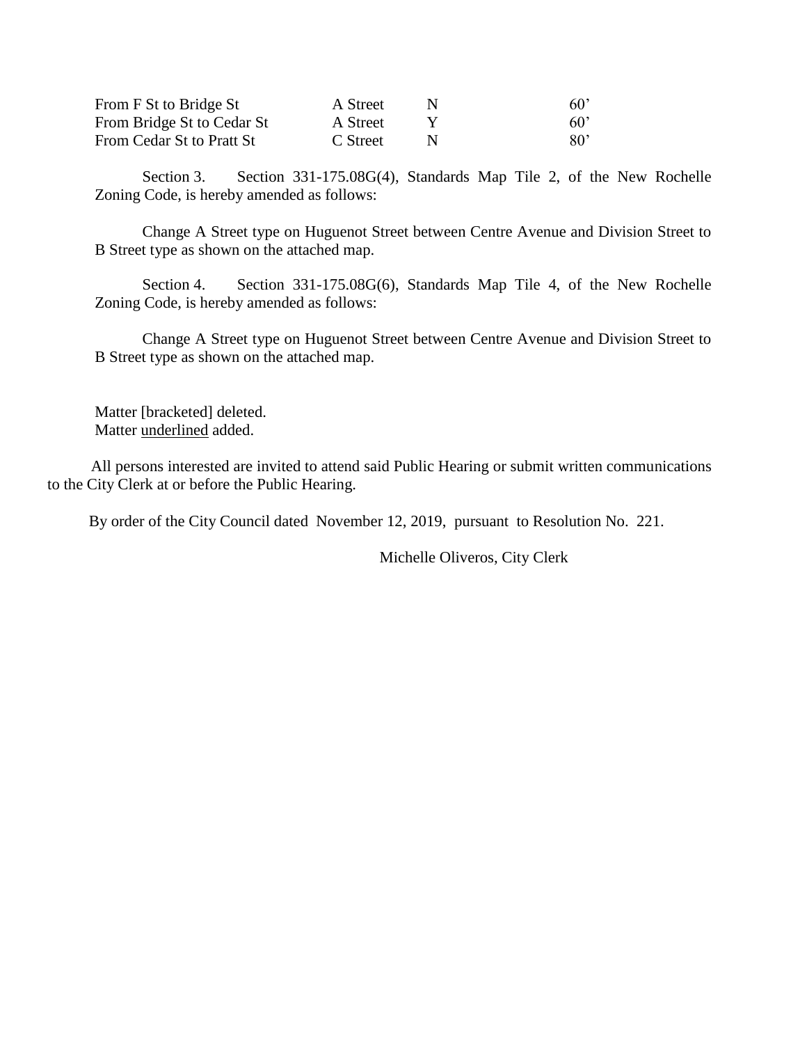| | | | |
|---|---|---|---|
| From F St to Bridge St | A Street | N | 60' |
| From Bridge St to Cedar St | A Street | Y | 60' |
| From Cedar St to Pratt St | C Street | N | 80' |

Section 3. Section 331-175.08G(4), Standards Map Tile 2, of the New Rochelle Zoning Code, is hereby amended as follows:

Change A Street type on Huguenot Street between Centre Avenue and Division Street to B Street type as shown on the attached map.

Section 4. Section 331-175.08G(6), Standards Map Tile 4, of the New Rochelle Zoning Code, is hereby amended as follows:

Change A Street type on Huguenot Street between Centre Avenue and Division Street to B Street type as shown on the attached map.

Matter [bracketed] deleted.
Matter <u>underlined</u> added.

All persons interested are invited to attend said Public Hearing or submit written communications to the City Clerk at or before the Public Hearing.

By order of the City Council dated November 12, 2019, pursuant to Resolution No. 221.

Michelle Oliveros, City Clerk